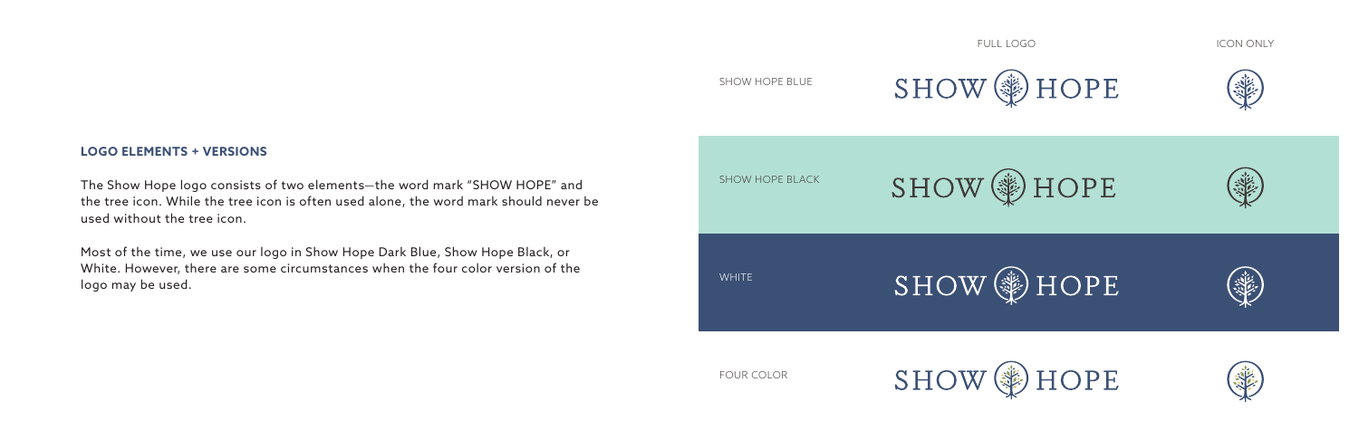## LOGO ELEMENTS + VERSIONS

The Show Hope logo consists of two elements—the word mark "SHOW HOPE" and the tree icon. While the tree icon is often used alone, the word mark should never be used without the tree icon.

Most of the time, we use our logo in Show Hope Dark Blue, Show Hope Black, or White. However, there are some circumstances when the four color version of the logo may be used.

| | FULL LOGO | ICON ONLY |
|---|---|---|
| SHOW HOPE BLUE | SHOW HOPE | |
| SHOW HOPE BLACK | SHOW HOPE | |
| WHITE | SHOW HOPE | |
| FOUR COLOR | SHOW HOPE | |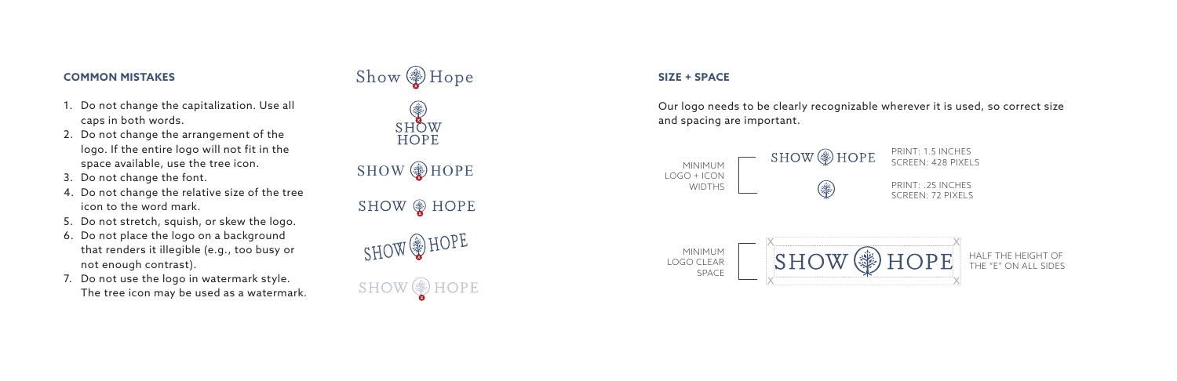## COMMON MISTAKES

1. Do not change the capitalization. Use all caps in both words.
2. Do not change the arrangement of the logo. If the entire logo will not fit in the space available, use the tree icon.
3. Do not change the font.
4. Do not change the relative size of the tree icon to the word mark.
5. Do not stretch, squish, or skew the logo.
6. Do not place the logo on a background that renders it illegible (e.g., too busy or not enough contrast).
7. Do not use the logo in watermark style. The tree icon may be used as a watermark.

Show Hope

SHOW HOPE

SHOW HOPE

SHOW HOPE

SHOW HOPE

SHOW HOPE

## SIZE + SPACE

Our logo needs to be clearly recognizable wherever it is used, so correct size and spacing are important.

MINIMUM LOGO + ICON WIDTHS

SHOW HOPE

PRINT: 1.5 INCHES
SCREEN: 428 PIXELS

PRINT: .25 INCHES
SCREEN: 72 PIXELS

MINIMUM LOGO CLEAR SPACE

SHOW HOPE

HALF THE HEIGHT OF THE "E" ON ALL SIDES